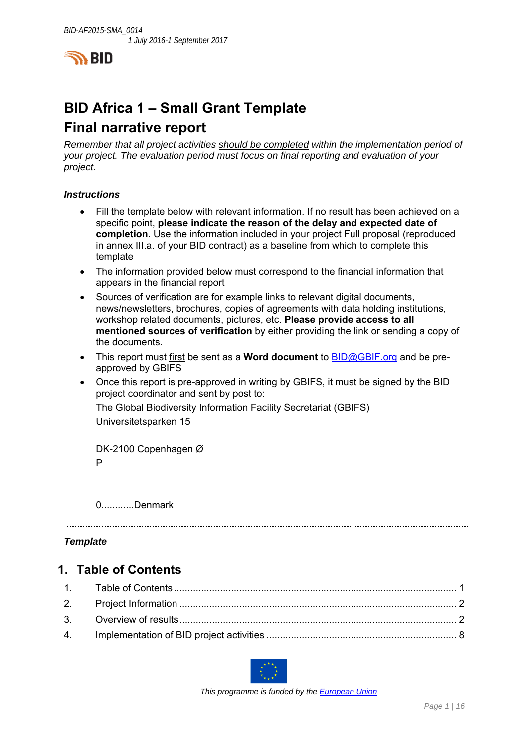BID-AF2015-SMA_0014
1 July 2016-1 September 2017

BID

# BID Africa 1 – Small Grant Template
# Final narrative report

*Remember that all project activities* *<u>should be completed</u>* *within the implementation period of your project. The evaluation period must focus on final reporting and evaluation of your project.*

***Instructions***

- Fill the template below with relevant information. If no result has been achieved on a specific point, **please indicate the reason of the delay and expected date of completion.** Use the information included in your project Full proposal (reproduced in annex III.a. of your BID contract) as a baseline from which to complete this template
- The information provided below must correspond to the financial information that appears in the financial report
- Sources of verification are for example links to relevant digital documents, news/newsletters, brochures, copies of agreements with data holding institutions, workshop related documents, pictures, etc. **Please provide access to all mentioned sources of verification** by either providing the link or sending a copy of the documents.
- This report must <u>first</u> be sent as a **Word document** to BID@GBIF.org and be pre-approved by GBIFS
- Once this report is pre-approved in writing by GBIFS, it must be signed by the BID project coordinator and sent by post to:

  The Global Biodiversity Information Facility Secretariat (GBIFS)

  Universitetsparken 15

  DK-2100 Copenhagen Ø

  P

  0............Denmark

---

***Template***

## 1. Table of Contents

| | | |
|---|---|---|
| 1. | Table of Contents | 1 |
| 2. | Project Information | 2 |
| 3. | Overview of results | 2 |
| 4. | Implementation of BID project activities | 8 |

*This programme is funded by the European Union*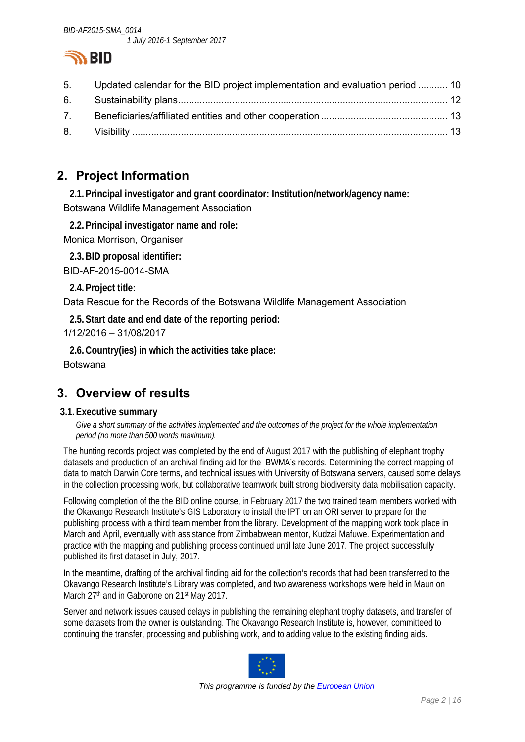5. Updated calendar for the BID project implementation and evaluation period ........... 10
6. Sustainability plans.................................................................................................. 12
7. Beneficiaries/affiliated entities and other cooperation .............................................. 13
8. Visibility .................................................................................................................... 13

## 2. Project Information

### 2.1. Principal investigator and grant coordinator: Institution/network/agency name:

Botswana Wildlife Management Association

### 2.2. Principal investigator name and role:

Monica Morrison, Organiser

### 2.3. BID proposal identifier:

BID-AF-2015-0014-SMA

### 2.4. Project title:

Data Rescue for the Records of the Botswana Wildlife Management Association

### 2.5. Start date and end date of the reporting period:

1/12/2016 – 31/08/2017

### 2.6. Country(ies) in which the activities take place:

Botswana

## 3. Overview of results

### 3.1. Executive summary

*Give a short summary of the activities implemented and the outcomes of the project for the whole implementation period (no more than 500 words maximum).*

The hunting records project was completed by the end of August 2017 with the publishing of elephant trophy datasets and production of an archival finding aid for the BWMA's records. Determining the correct mapping of data to match Darwin Core terms, and technical issues with University of Botswana servers, caused some delays in the collection processing work, but collaborative teamwork built strong biodiversity data mobilisation capacity.

Following completion of the the BID online course, in February 2017 the two trained team members worked with the Okavango Research Institute's GIS Laboratory to install the IPT on an ORI server to prepare for the publishing process with a third team member from the library. Development of the mapping work took place in March and April, eventually with assistance from Zimbabwean mentor, Kudzai Mafuwe. Experimentation and practice with the mapping and publishing process continued until late June 2017. The project successfully published its first dataset in July, 2017.

In the meantime, drafting of the archival finding aid for the collection's records that had been transferred to the Okavango Research Institute's Library was completed, and two awareness workshops were held in Maun on March 27th and in Gaborone on 21st May 2017.

Server and network issues caused delays in publishing the remaining elephant trophy datasets, and transfer of some datasets from the owner is outstanding. The Okavango Research Institute is, however, committeed to continuing the transfer, processing and publishing work, and to adding value to the existing finding aids.

*This programme is funded by the European Union*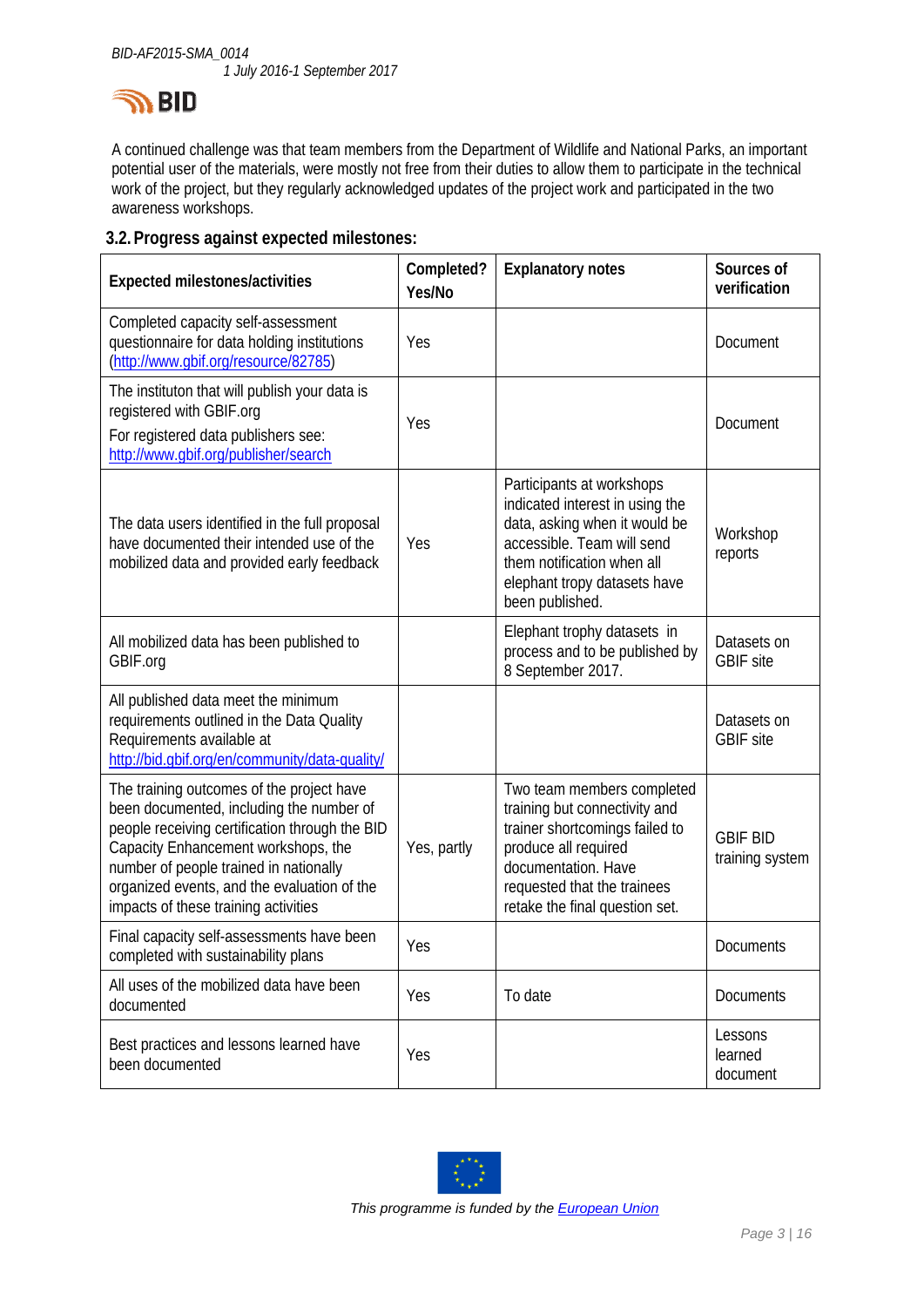A continued challenge was that team members from the Department of Wildlife and National Parks, an important potential user of the materials, were mostly not free from their duties to allow them to participate in the technical work of the project, but they regularly acknowledged updates of the project work and participated in the two awareness workshops.

## 3.2. Progress against expected milestones:

| Expected milestones/activities | Completed? Yes/No | Explanatory notes | Sources of verification |
|---|---|---|---|
| Completed capacity self-assessment questionnaire for data holding institutions (http://www.gbif.org/resource/82785) | Yes | | Document |
| The instituton that will publish your data is registered with GBIF.org<br>For registered data publishers see: http://www.gbif.org/publisher/search | Yes | | Document |
| The data users identified in the full proposal have documented their intended use of the mobilized data and provided early feedback | Yes | Participants at workshops indicated interest in using the data, asking when it would be accessible. Team will send them notification when all elephant tropy datasets have been published. | Workshop reports |
| All mobilized data has been published to GBIF.org | | Elephant trophy datasets in process and to be published by 8 September 2017. | Datasets on GBIF site |
| All published data meet the minimum requirements outlined in the Data Quality Requirements available at http://bid.gbif.org/en/community/data-quality/ | | | Datasets on GBIF site |
| The training outcomes of the project have been documented, including the number of people receiving certification through the BID Capacity Enhancement workshops, the number of people trained in nationally organized events, and the evaluation of the impacts of these training activities | Yes, partly | Two team members completed training but connectivity and trainer shortcomings failed to produce all required documentation. Have requested that the trainees retake the final question set. | GBIF BID training system |
| Final capacity self-assessments have been completed with sustainability plans | Yes | | Documents |
| All uses of the mobilized data have been documented | Yes | To date | Documents |
| Best practices and lessons learned have been documented | Yes | | Lessons learned document |

*This programme is funded by the European Union*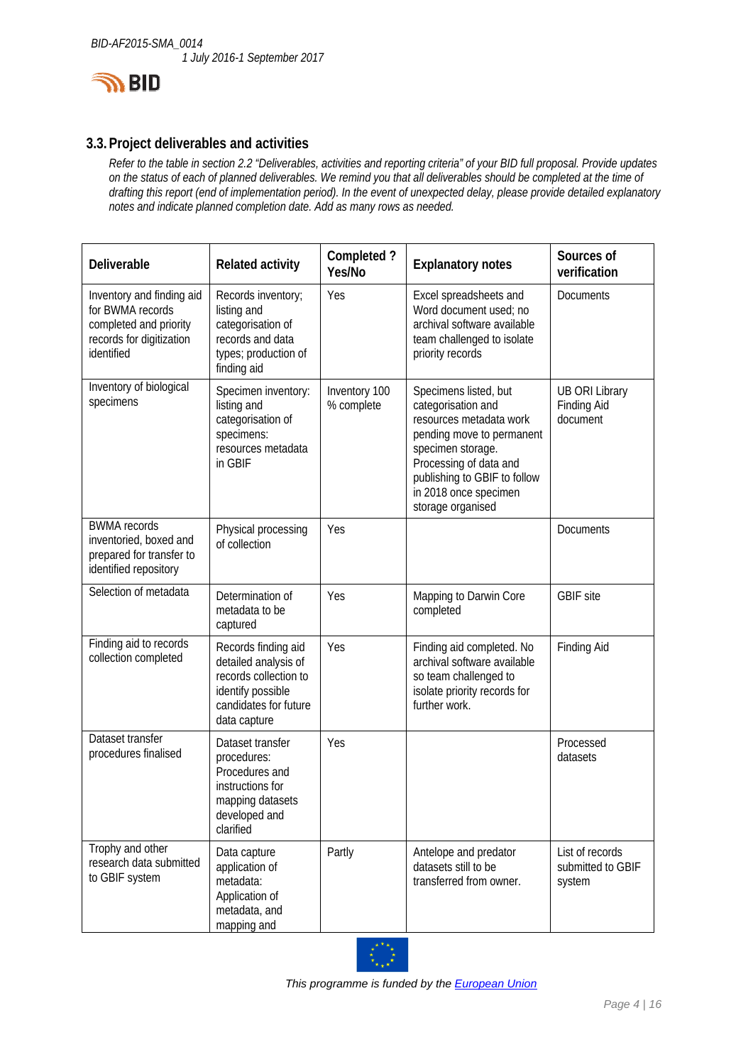### 3.3. Project deliverables and activities

*Refer to the table in section 2.2 "Deliverables, activities and reporting criteria" of your BID full proposal. Provide updates on the status of each of planned deliverables. We remind you that all deliverables should be completed at the time of drafting this report (end of implementation period). In the event of unexpected delay, please provide detailed explanatory notes and indicate planned completion date. Add as many rows as needed.*

| Deliverable | Related activity | Completed ? Yes/No | Explanatory notes | Sources of verification |
|---|---|---|---|---|
| Inventory and finding aid for BWMA records completed and priority records for digitization identified | Records inventory; listing and categorisation of records and data types; production of finding aid | Yes | Excel spreadsheets and Word document used; no archival software available team challenged to isolate priority records | Documents |
| Inventory of biological specimens | Specimen inventory: listing and categorisation of specimens: resources metadata in GBIF | Inventory 100 % complete | Specimens listed, but categorisation and resources metadata work pending move to permanent specimen storage. Processing of data and publishing to GBIF to follow in 2018 once specimen storage organised | UB ORI Library Finding Aid document |
| BWMA records inventoried, boxed and prepared for transfer to identified repository | Physical processing of collection | Yes | | Documents |
| Selection of metadata | Determination of metadata to be captured | Yes | Mapping to Darwin Core completed | GBIF site |
| Finding aid to records collection completed | Records finding aid detailed analysis of records collection to identify possible candidates for future data capture | Yes | Finding aid completed. No archival software available so team challenged to isolate priority records for further work. | Finding Aid |
| Dataset transfer procedures finalised | Dataset transfer procedures: Procedures and instructions for mapping datasets developed and clarified | Yes | | Processed datasets |
| Trophy and other research data submitted to GBIF system | Data capture application of metadata: Application of metadata, and mapping and | Partly | Antelope and predator datasets still to be transferred from owner. | List of records submitted to GBIF system |

*This programme is funded by the European Union*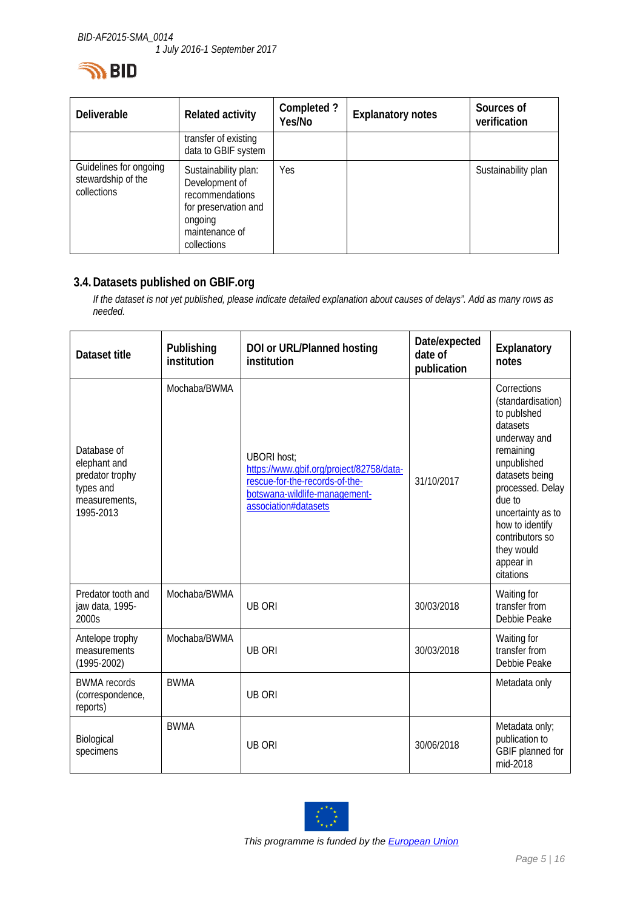| Deliverable | Related activity | Completed ? Yes/No | Explanatory notes | Sources of verification |
|---|---|---|---|---|
| | transfer of existing data to GBIF system | | | |
| Guidelines for ongoing stewardship of the collections | Sustainability plan: Development of recommendations for preservation and ongoing maintenance of collections | Yes | | Sustainability plan |

## 3.4. Datasets published on GBIF.org

*If the dataset is not yet published, please indicate detailed explanation about causes of delays". Add as many rows as needed.*

| Dataset title | Publishing institution | DOI or URL/Planned hosting institution | Date/expected date of publication | Explanatory notes |
|---|---|---|---|---|
| Database of elephant and predator trophy types and measurements, 1995-2013 | Mochaba/BWMA | UBORI host; [https://www.gbif.org/project/82758/data-rescue-for-the-records-of-the-botswana-wildlife-management-association#datasets](https://www.gbif.org/project/82758/data-rescue-for-the-records-of-the-botswana-wildlife-management-association#datasets) | 31/10/2017 | Corrections (standardisation) to publshed datasets underway and remaining unpublished datasets being processed. Delay due to uncertainty as to how to identify contributors so they would appear in citations |
| Predator tooth and jaw data, 1995-2000s | Mochaba/BWMA | UB ORI | 30/03/2018 | Waiting for transfer from Debbie Peake |
| Antelope trophy measurements (1995-2002) | Mochaba/BWMA | UB ORI | 30/03/2018 | Waiting for transfer from Debbie Peake |
| BWMA records (correspondence, reports) | BWMA | UB ORI | | Metadata only |
| Biological specimens | BWMA | UB ORI | 30/06/2018 | Metadata only; publication to GBIF planned for mid-2018 |

*This programme is funded by the European Union*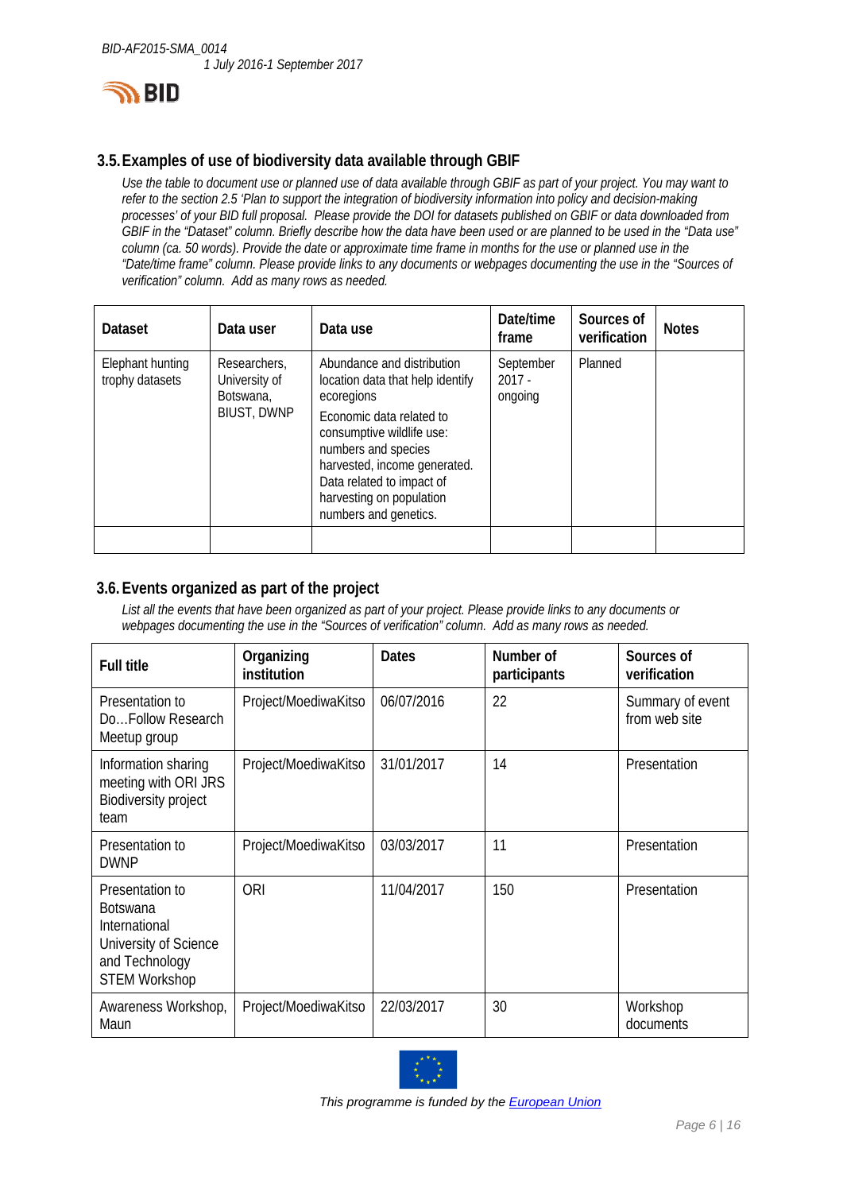### 3.5. Examples of use of biodiversity data available through GBIF

*Use the table to document use or planned use of data available through GBIF as part of your project. You may want to refer to the section 2.5 'Plan to support the integration of biodiversity information into policy and decision-making processes' of your BID full proposal. Please provide the DOI for datasets published on GBIF or data downloaded from GBIF in the "Dataset" column. Briefly describe how the data have been used or are planned to be used in the "Data use" column (ca. 50 words). Provide the date or approximate time frame in months for the use or planned use in the "Date/time frame" column. Please provide links to any documents or webpages documenting the use in the "Sources of verification" column. Add as many rows as needed.*

| Dataset | Data user | Data use | Date/time frame | Sources of verification | Notes |
|---|---|---|---|---|---|
| Elephant hunting trophy datasets | Researchers, University of Botswana, BIUST, DWNP | Abundance and distribution location data that help identify ecoregions<br>Economic data related to consumptive wildlife use: numbers and species harvested, income generated. Data related to impact of harvesting on population numbers and genetics. | September 2017 - ongoing | Planned | |
| | | | | | |

### 3.6. Events organized as part of the project

*List all the events that have been organized as part of your project. Please provide links to any documents or webpages documenting the use in the "Sources of verification" column. Add as many rows as needed.*

| Full title | Organizing institution | Dates | Number of participants | Sources of verification |
|---|---|---|---|---|
| Presentation to Do…Follow Research Meetup group | Project/MoediwaKitso | 06/07/2016 | 22 | Summary of event from web site |
| Information sharing meeting with ORI JRS Biodiversity project team | Project/MoediwaKitso | 31/01/2017 | 14 | Presentation |
| Presentation to DWNP | Project/MoediwaKitso | 03/03/2017 | 11 | Presentation |
| Presentation to Botswana International University of Science and Technology STEM Workshop | ORI | 11/04/2017 | 150 | Presentation |
| Awareness Workshop, Maun | Project/MoediwaKitso | 22/03/2017 | 30 | Workshop documents |

*This programme is funded by the European Union*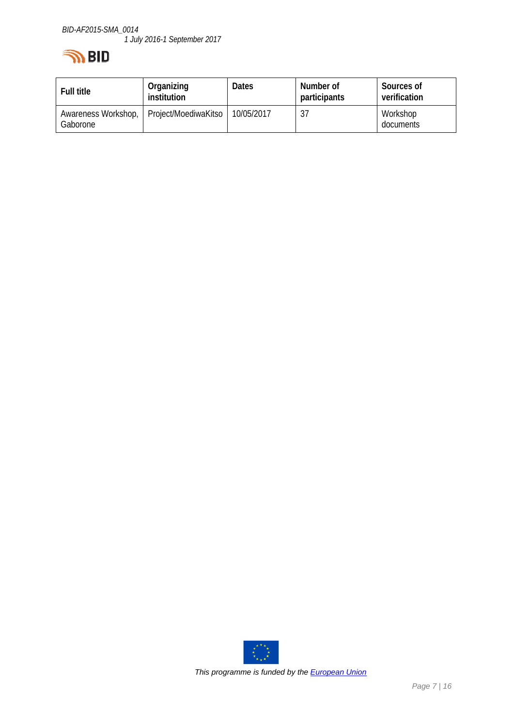| Full title | Organizing institution | Dates | Number of participants | Sources of verification |
| --- | --- | --- | --- | --- |
| Awareness Workshop, Gaborone | Project/MoediwaKitso | 10/05/2017 | 37 | Workshop documents |

This programme is funded by the European Union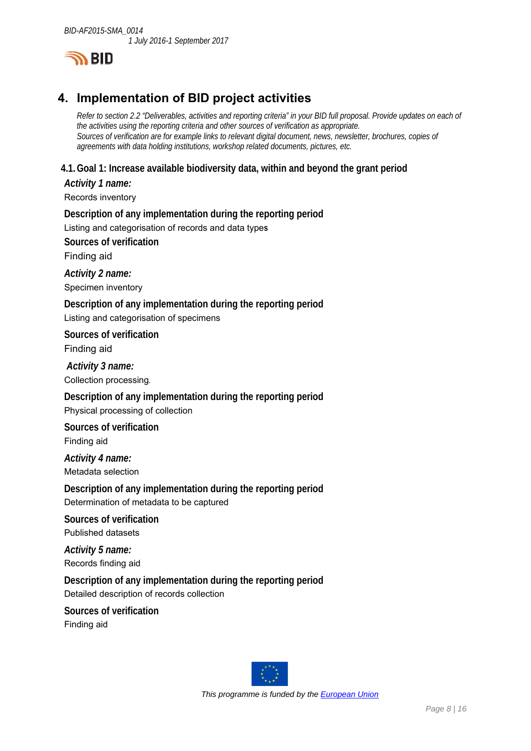# 4. Implementation of BID project activities

*Refer to section 2.2 "Deliverables, activities and reporting criteria" in your BID full proposal. Provide updates on each of the activities using the reporting criteria and other sources of verification as appropriate.*
*Sources of verification are for example links to relevant digital document, news, newsletter, brochures, copies of agreements with data holding institutions, workshop related documents, pictures, etc.*

## 4.1. Goal 1: Increase available biodiversity data, within and beyond the grant period

***Activity 1 name:***

Records inventory

**Description of any implementation during the reporting period**

Listing and categorisation of records and data types

**Sources of verification**

Finding aid

***Activity 2 name:***

Specimen inventory

**Description of any implementation during the reporting period**

Listing and categorisation of specimens

**Sources of verification**

Finding aid

***Activity 3 name:***

Collection processing.

**Description of any implementation during the reporting period**

Physical processing of collection

**Sources of verification**

Finding aid

***Activity 4 name:***

Metadata selection

**Description of any implementation during the reporting period**

Determination of metadata to be captured

**Sources of verification**

Published datasets

***Activity 5 name:***

Records finding aid

**Description of any implementation during the reporting period**

Detailed description of records collection

**Sources of verification**

Finding aid

*This programme is funded by the European Union*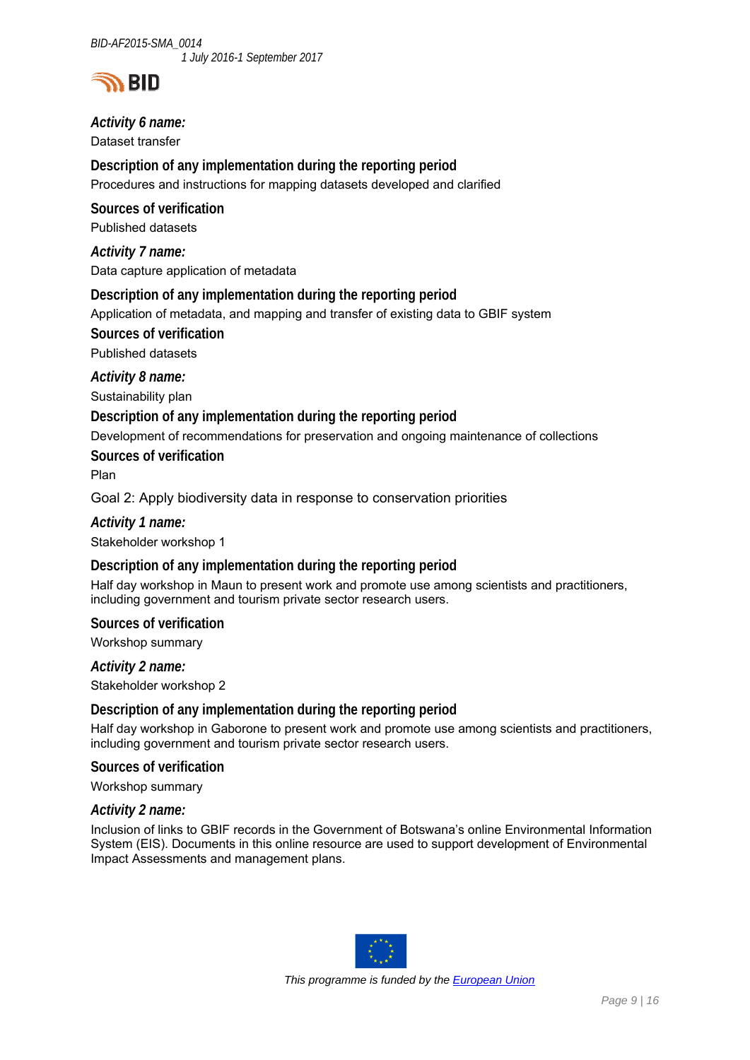***Activity 6 name:***

Dataset transfer

**Description of any implementation during the reporting period**

Procedures and instructions for mapping datasets developed and clarified

**Sources of verification**

Published datasets

***Activity 7 name:***

Data capture application of metadata

**Description of any implementation during the reporting period**

Application of metadata, and mapping and transfer of existing data to GBIF system

**Sources of verification**

Published datasets

***Activity 8 name:***

Sustainability plan

**Description of any implementation during the reporting period**

Development of recommendations for preservation and ongoing maintenance of collections

**Sources of verification**

Plan

Goal 2: Apply biodiversity data in response to conservation priorities

***Activity 1 name:***

Stakeholder workshop 1

**Description of any implementation during the reporting period**

Half day workshop in Maun to present work and promote use among scientists and practitioners, including government and tourism private sector research users.

**Sources of verification**

Workshop summary

***Activity 2 name:***

Stakeholder workshop 2

**Description of any implementation during the reporting period**

Half day workshop in Gaborone to present work and promote use among scientists and practitioners, including government and tourism private sector research users.

**Sources of verification**

Workshop summary

***Activity 2 name:***

Inclusion of links to GBIF records in the Government of Botswana's online Environmental Information System (EIS). Documents in this online resource are used to support development of Environmental Impact Assessments and management plans.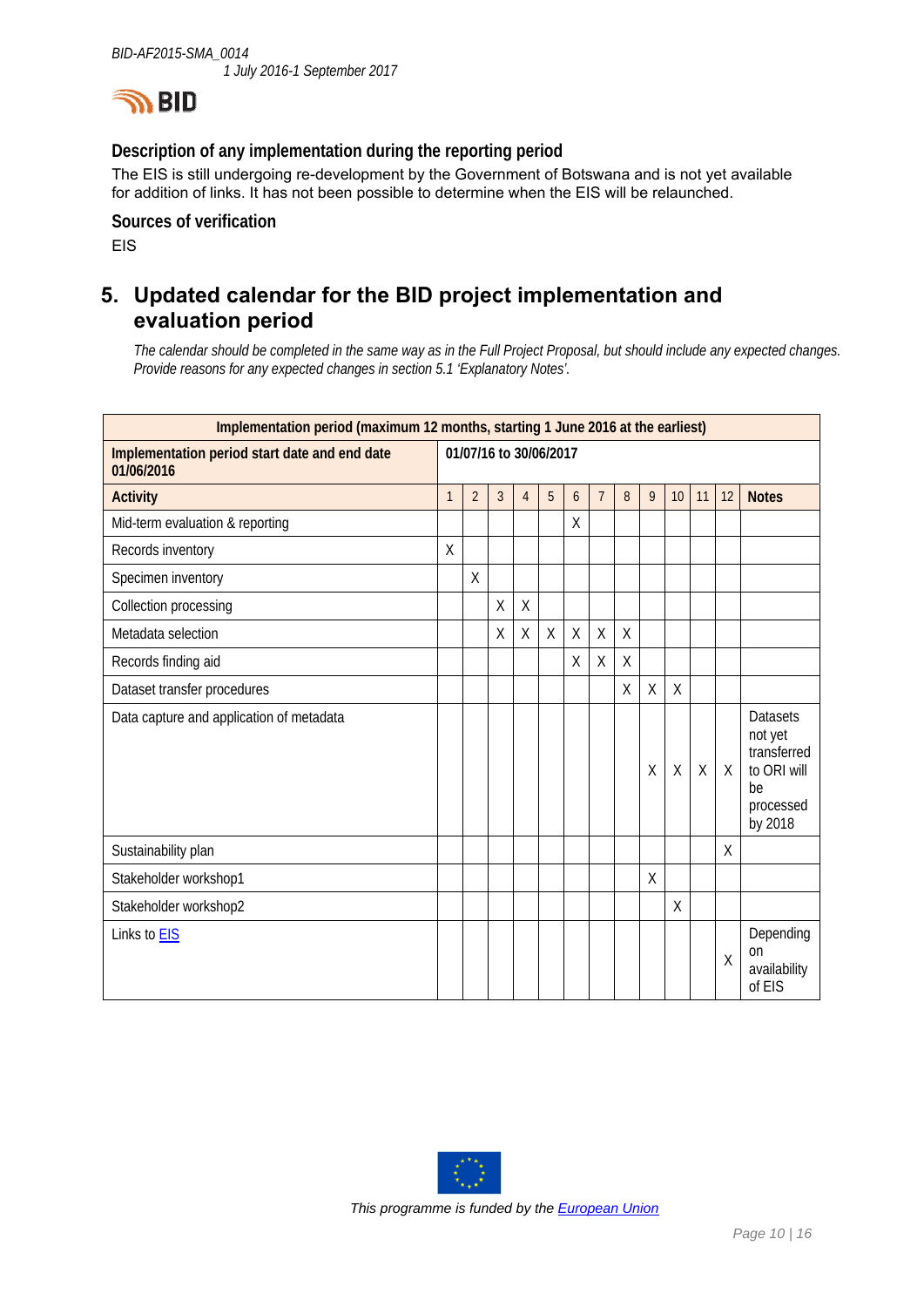### Description of any implementation during the reporting period

The EIS is still undergoing re-development by the Government of Botswana and is not yet available for addition of links. It has not been possible to determine when the EIS will be relaunched.

### Sources of verification

EIS

## 5. Updated calendar for the BID project implementation and evaluation period

*The calendar should be completed in the same way as in the Full Project Proposal, but should include any expected changes. Provide reasons for any expected changes in section 5.1 'Explanatory Notes'.*

| Implementation period (maximum 12 months, starting 1 June 2016 at the earliest) | | | | | | | | | | | | | |
|---|---|---|---|---|---|---|---|---|---|---|---|---|---|
| **Implementation period start date and end date 01/06/2016** | **01/07/16 to 30/06/2017** | | | | | | | | | | | | |
| **Activity** | 1 | 2 | 3 | 4 | 5 | 6 | 7 | 8 | 9 | 10 | 11 | 12 | **Notes** |
| Mid-term evaluation & reporting | | | | | | X | | | | | | | |
| Records inventory | X | | | | | | | | | | | | |
| Specimen inventory | | X | | | | | | | | | | | |
| Collection processing | | | X | X | | | | | | | | | |
| Metadata selection | | | X | X | X | X | X | X | | | | | |
| Records finding aid | | | | | | X | X | X | | | | | |
| Dataset transfer procedures | | | | | | | | X | X | X | | | |
| Data capture and application of metadata | | | | | | | | | X | X | X | X | Datasets not yet transferred to ORI will be processed by 2018 |
| Sustainability plan | | | | | | | | | | | | X | |
| Stakeholder workshop1 | | | | | | | | | X | | | | |
| Stakeholder workshop2 | | | | | | | | | | X | | | |
| Links to EIS | | | | | | | | | | | | X | Depending on availability of EIS |

*This programme is funded by the European Union*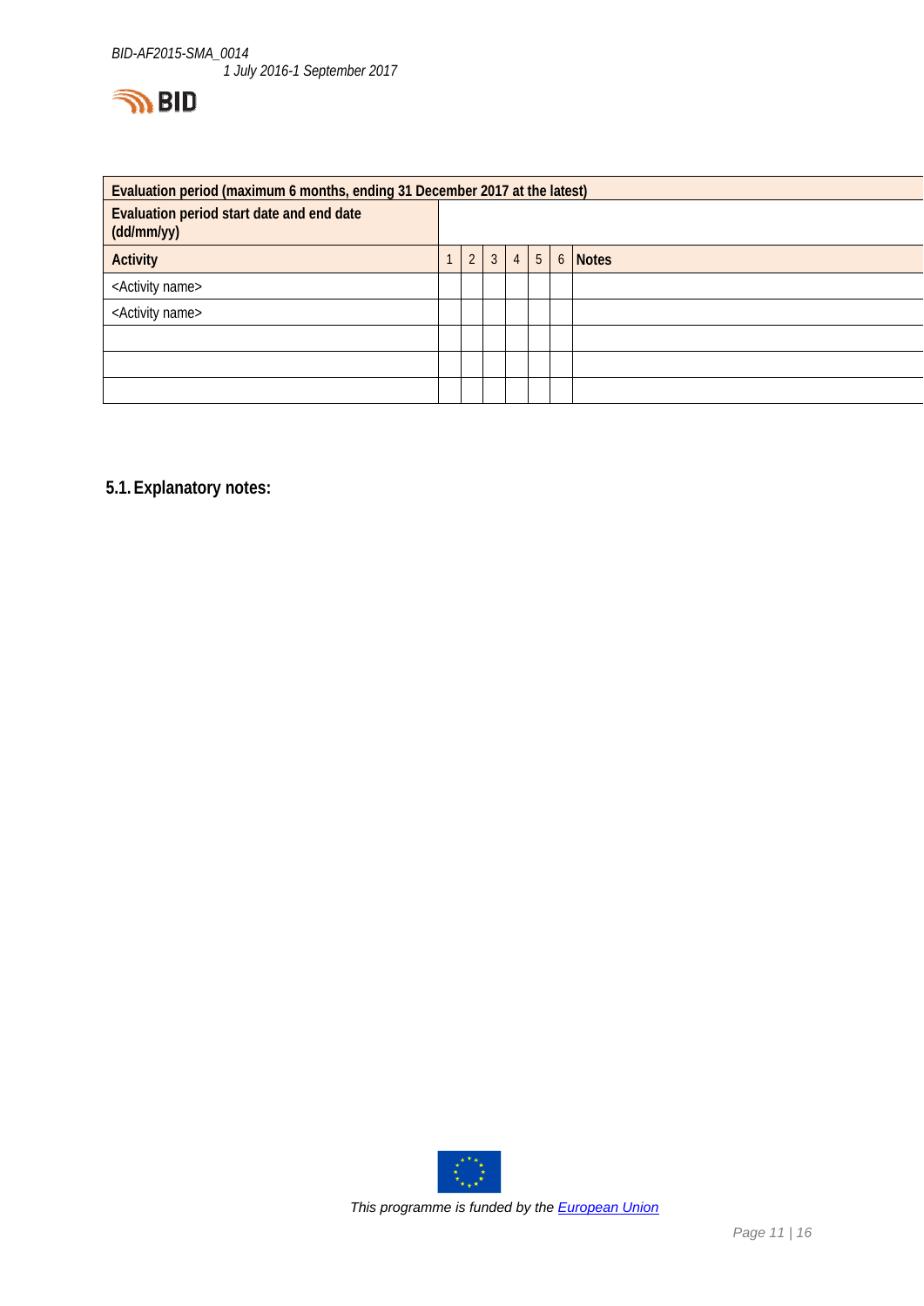| Evaluation period (maximum 6 months, ending 31 December 2017 at the latest) | | | | | | | |
|---|---|---|---|---|---|---|---|
| Evaluation period start date and end date (dd/mm/yy) | | | | | | | |
| **Activity** | 1 | 2 | 3 | 4 | 5 | 6 | **Notes** |
| <Activity name> | | | | | | | |
| <Activity name> | | | | | | | |
| | | | | | | | |
| | | | | | | | |
| | | | | | | | |

### 5.1. Explanatory notes:

This programme is funded by the European Union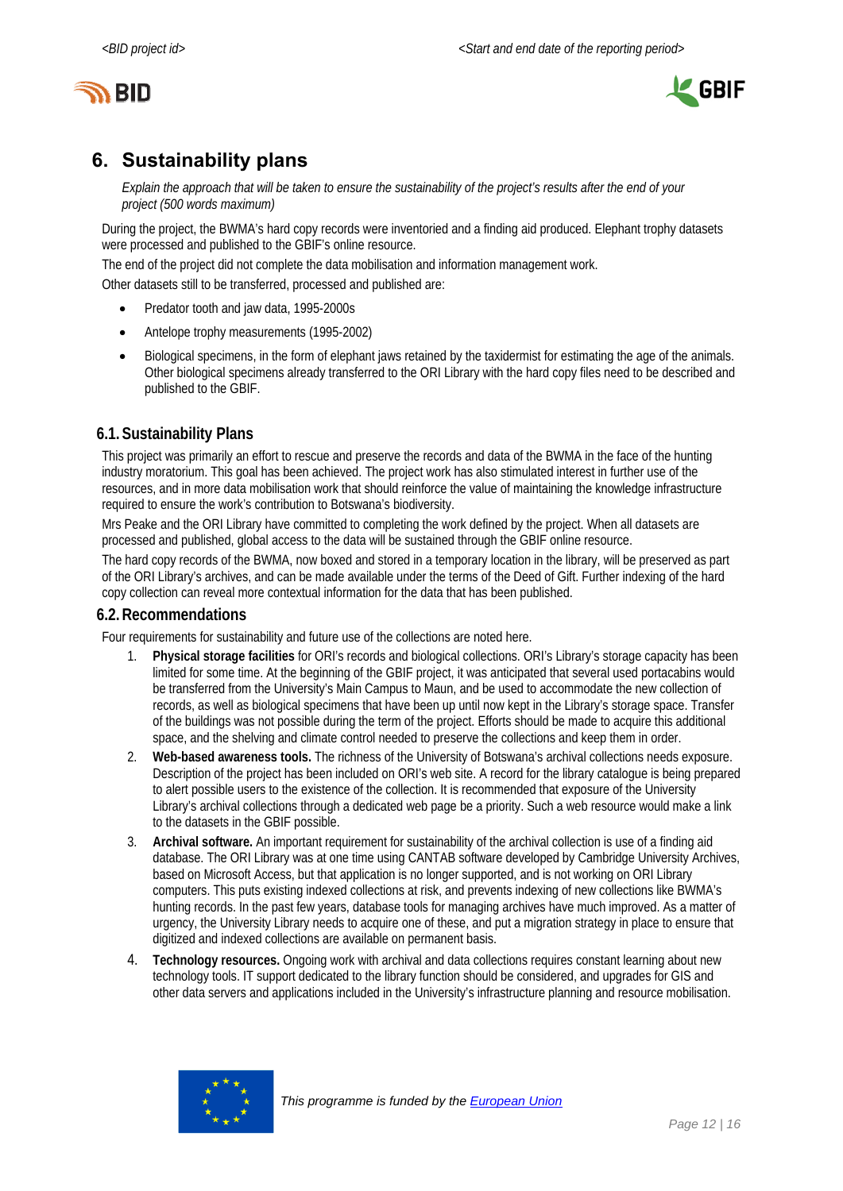## 6. Sustainability plans

*Explain the approach that will be taken to ensure the sustainability of the project's results after the end of your project (500 words maximum)*

During the project, the BWMA's hard copy records were inventoried and a finding aid produced. Elephant trophy datasets were processed and published to the GBIF's online resource.

The end of the project did not complete the data mobilisation and information management work.

Other datasets still to be transferred, processed and published are:

- Predator tooth and jaw data, 1995-2000s
- Antelope trophy measurements (1995-2002)
- Biological specimens, in the form of elephant jaws retained by the taxidermist for estimating the age of the animals. Other biological specimens already transferred to the ORI Library with the hard copy files need to be described and published to the GBIF.

### 6.1. Sustainability Plans

This project was primarily an effort to rescue and preserve the records and data of the BWMA in the face of the hunting industry moratorium. This goal has been achieved. The project work has also stimulated interest in further use of the resources, and in more data mobilisation work that should reinforce the value of maintaining the knowledge infrastructure required to ensure the work's contribution to Botswana's biodiversity.

Mrs Peake and the ORI Library have committed to completing the work defined by the project. When all datasets are processed and published, global access to the data will be sustained through the GBIF online resource.

The hard copy records of the BWMA, now boxed and stored in a temporary location in the library, will be preserved as part of the ORI Library's archives, and can be made available under the terms of the Deed of Gift. Further indexing of the hard copy collection can reveal more contextual information for the data that has been published.

### 6.2. Recommendations

Four requirements for sustainability and future use of the collections are noted here.

1. **Physical storage facilities** for ORI's records and biological collections. ORI's Library's storage capacity has been limited for some time. At the beginning of the GBIF project, it was anticipated that several used portacabins would be transferred from the University's Main Campus to Maun, and be used to accommodate the new collection of records, as well as biological specimens that have been up until now kept in the Library's storage space. Transfer of the buildings was not possible during the term of the project. Efforts should be made to acquire this additional space, and the shelving and climate control needed to preserve the collections and keep them in order.
2. **Web-based awareness tools.** The richness of the University of Botswana's archival collections needs exposure. Description of the project has been included on ORI's web site. A record for the library catalogue is being prepared to alert possible users to the existence of the collection. It is recommended that exposure of the University Library's archival collections through a dedicated web page be a priority. Such a web resource would make a link to the datasets in the GBIF possible.
3. **Archival software.** An important requirement for sustainability of the archival collection is use of a finding aid database. The ORI Library was at one time using CANTAB software developed by Cambridge University Archives, based on Microsoft Access, but that application is no longer supported, and is not working on ORI Library computers. This puts existing indexed collections at risk, and prevents indexing of new collections like BWMA's hunting records. In the past few years, database tools for managing archives have much improved. As a matter of urgency, the University Library needs to acquire one of these, and put a migration strategy in place to ensure that digitized and indexed collections are available on permanent basis.
4. **Technology resources.** Ongoing work with archival and data collections requires constant learning about new technology tools. IT support dedicated to the library function should be considered, and upgrades for GIS and other data servers and applications included in the University's infrastructure planning and resource mobilisation.

*This programme is funded by the European Union*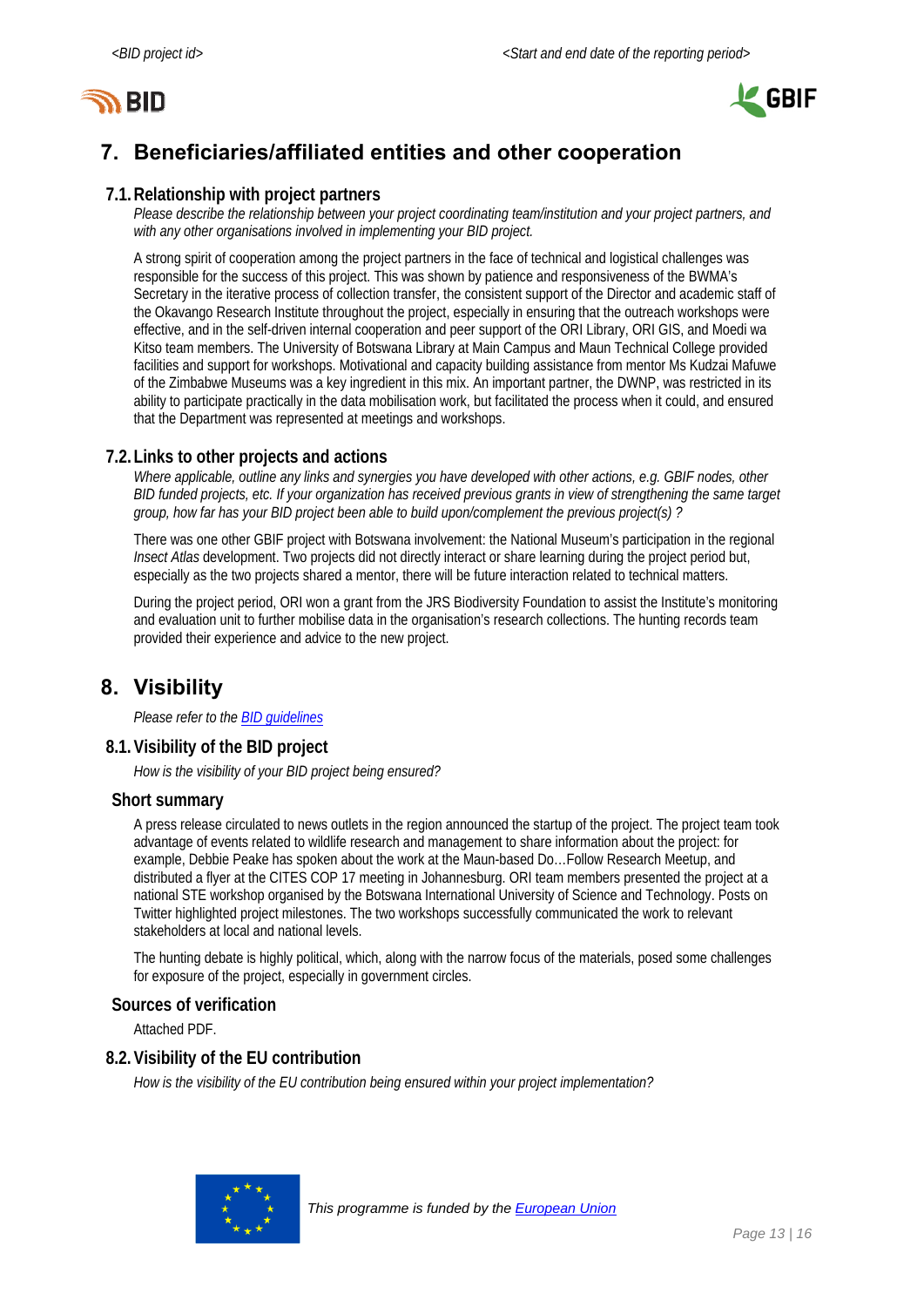## 7. Beneficiaries/affiliated entities and other cooperation

### 7.1. Relationship with project partners

*Please describe the relationship between your project coordinating team/institution and your project partners, and with any other organisations involved in implementing your BID project.*

A strong spirit of cooperation among the project partners in the face of technical and logistical challenges was responsible for the success of this project. This was shown by patience and responsiveness of the BWMA's Secretary in the iterative process of collection transfer, the consistent support of the Director and academic staff of the Okavango Research Institute throughout the project, especially in ensuring that the outreach workshops were effective, and in the self-driven internal cooperation and peer support of the ORI Library, ORI GIS, and Moedi wa Kitso team members. The University of Botswana Library at Main Campus and Maun Technical College provided facilities and support for workshops. Motivational and capacity building assistance from mentor Ms Kudzai Mafuwe of the Zimbabwe Museums was a key ingredient in this mix. An important partner, the DWNP, was restricted in its ability to participate practically in the data mobilisation work, but facilitated the process when it could, and ensured that the Department was represented at meetings and workshops.

### 7.2. Links to other projects and actions

*Where applicable, outline any links and synergies you have developed with other actions, e.g. GBIF nodes, other BID funded projects, etc. If your organization has received previous grants in view of strengthening the same target group, how far has your BID project been able to build upon/complement the previous project(s) ?*

There was one other GBIF project with Botswana involvement: the National Museum's participation in the regional *Insect Atlas* development. Two projects did not directly interact or share learning during the project period but, especially as the two projects shared a mentor, there will be future interaction related to technical matters.

During the project period, ORI won a grant from the JRS Biodiversity Foundation to assist the Institute's monitoring and evaluation unit to further mobilise data in the organisation's research collections. The hunting records team provided their experience and advice to the new project.

## 8. Visibility

*Please refer to the BID guidelines*

### 8.1. Visibility of the BID project

*How is the visibility of your BID project being ensured?*

#### Short summary

A press release circulated to news outlets in the region announced the startup of the project. The project team took advantage of events related to wildlife research and management to share information about the project: for example, Debbie Peake has spoken about the work at the Maun-based Do…Follow Research Meetup, and distributed a flyer at the CITES COP 17 meeting in Johannesburg. ORI team members presented the project at a national STE workshop organised by the Botswana International University of Science and Technology. Posts on Twitter highlighted project milestones. The two workshops successfully communicated the work to relevant stakeholders at local and national levels.

The hunting debate is highly political, which, along with the narrow focus of the materials, posed some challenges for exposure of the project, especially in government circles.

#### Sources of verification

Attached PDF.

### 8.2. Visibility of the EU contribution

*How is the visibility of the EU contribution being ensured within your project implementation?*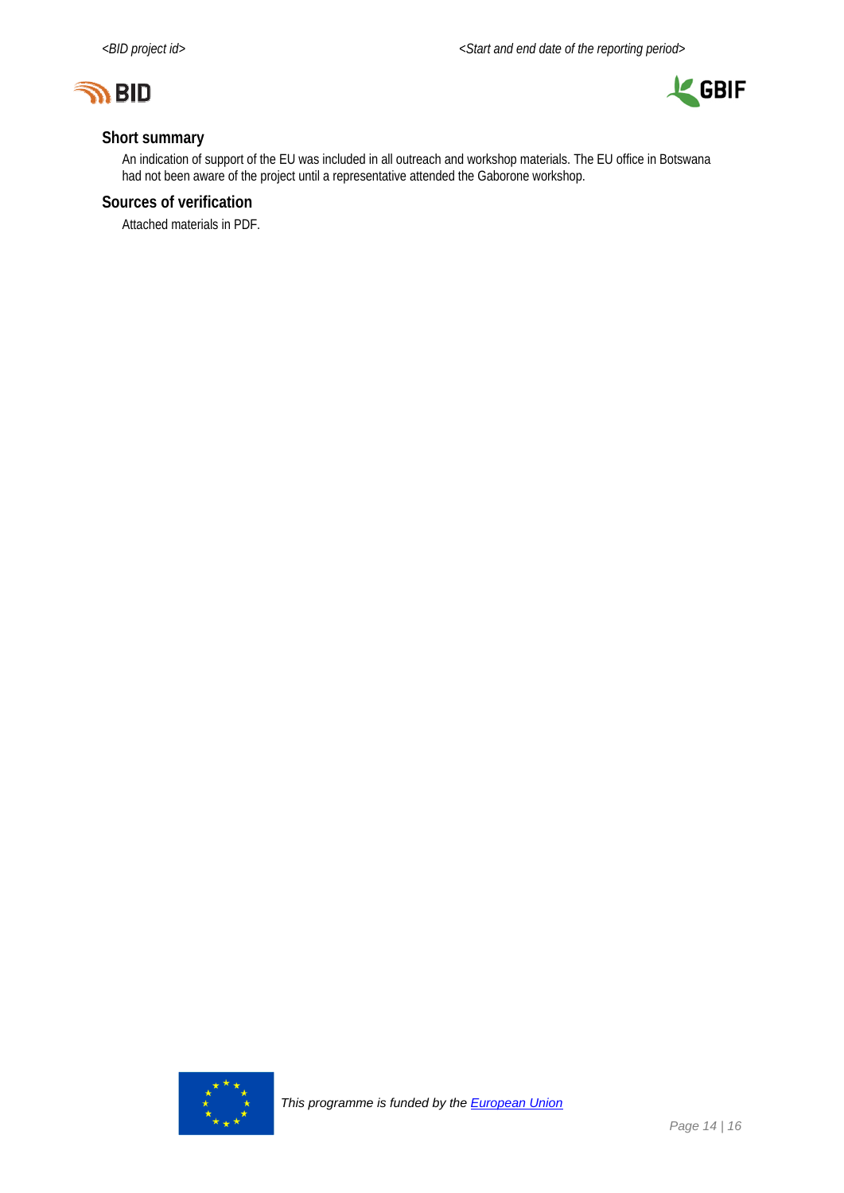## Short summary

An indication of support of the EU was included in all outreach and workshop materials. The EU office in Botswana had not been aware of the project until a representative attended the Gaborone workshop.

## Sources of verification

Attached materials in PDF.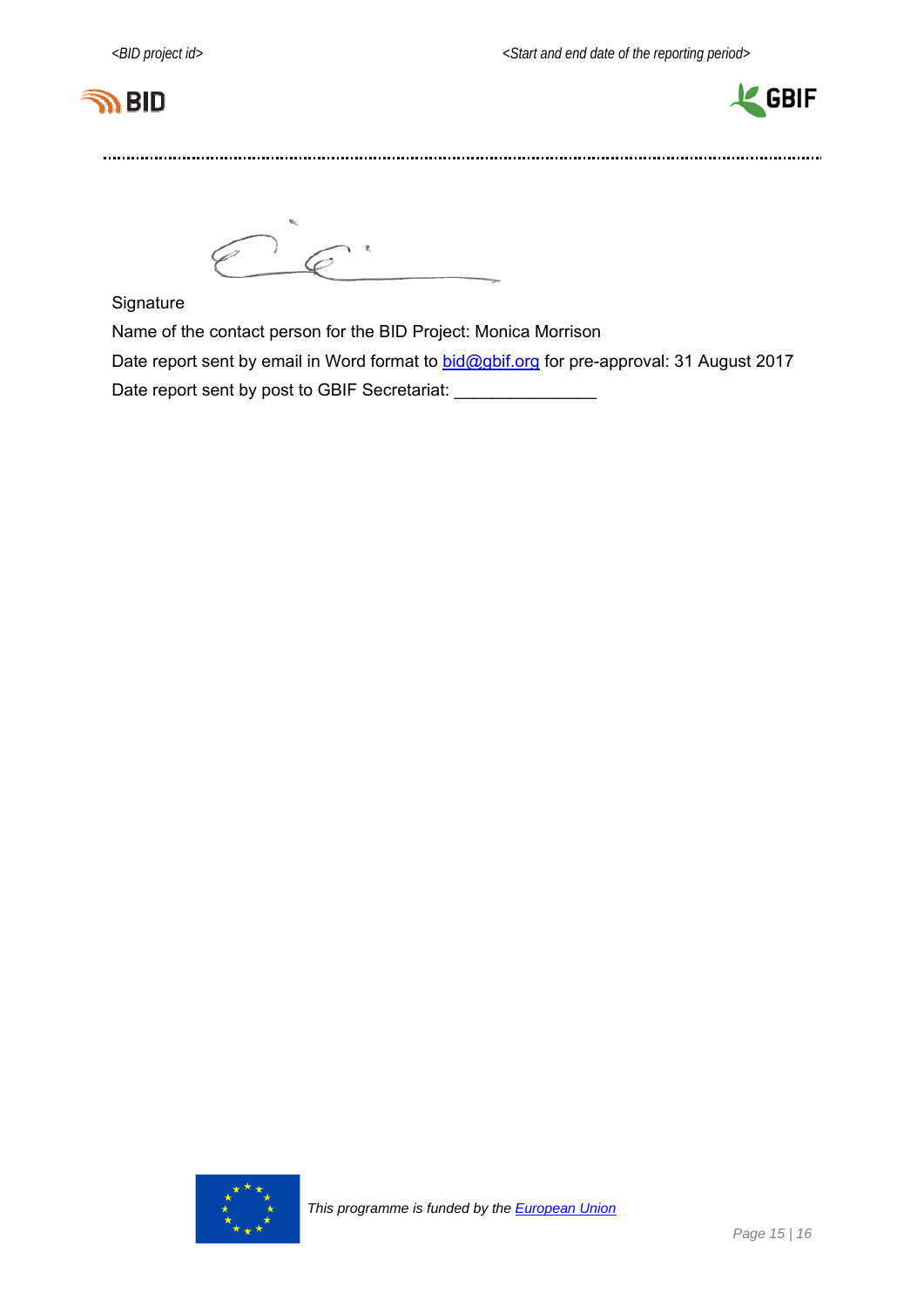Signature

Name of the contact person for the BID Project: Monica Morrison

Date report sent by email in Word format to [bid@gbif.org](mailto:bid@gbif.org) for pre-approval: 31 August 2017

Date report sent by post to GBIF Secretariat: _______________

*This programme is funded by the [European Union](#)*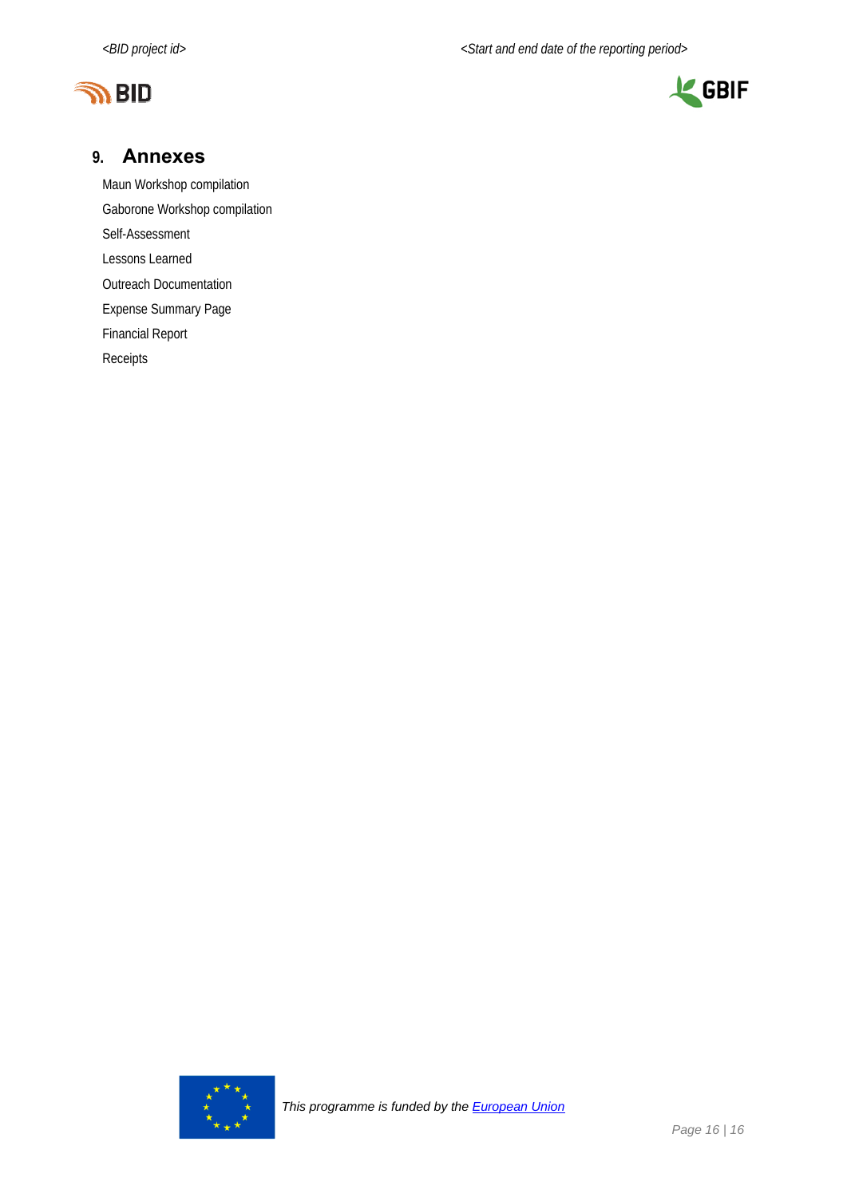## 9. Annexes

Maun Workshop compilation

Gaborone Workshop compilation

Self-Assessment

Lessons Learned

Outreach Documentation

Expense Summary Page

Financial Report

Receipts